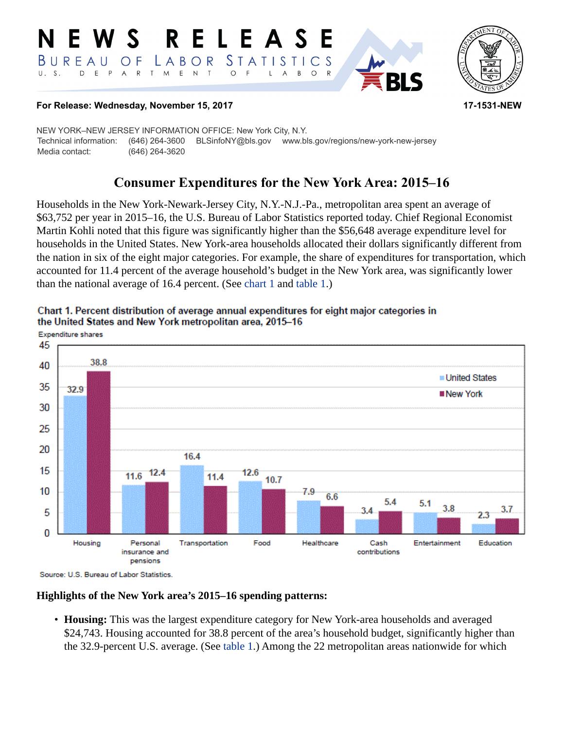# NEWS RELEASE

BUREAU OF LABOR STATISTICS

U. S. DEPARTMENT OF LABOR

**For Release: Wednesday, November 15, 2017** **17-1531-NEW**

NEW YORK–NEW JERSEY INFORMATION OFFICE: New York City, N.Y.

Technical information: (646) 264-3600 BLSinfoNY@bls.gov www.bls.gov/regions/new-york-new-jersey

Media contact: (646) 264-3620

## Consumer Expenditures for the New York Area: 2015–16

Households in the New York-Newark-Jersey City, N.Y.-N.J.-Pa., metropolitan area spent an average of $63,752 per year in 2015–16, the U.S. Bureau of Labor Statistics reported today. Chief Regional Economist Martin Kohli noted that this figure was significantly higher than the $56,648 average expenditure level for households in the United States. New York-area households allocated their dollars significantly different from the nation in six of the eight major categories. For example, the share of expenditures for transportation, which accounted for 11.4 percent of the average household's budget in the New York area, was significantly lower than the national average of 16.4 percent. (See chart 1 and table 1.)

**Chart 1. Percent distribution of average annual expenditures for eight major categories in the United States and New York metropolitan area, 2015–16**

Expenditure shares

| Category | United States | New York |
|---|---|---|
| Housing | 32.9 | 38.8 |
| Personal insurance and pensions | 11.6 | 12.4 |
| Transportation | 16.4 | 11.4 |
| Food | 12.6 | 10.7 |
| Healthcare | 7.9 | 6.6 |
| Cash contributions | 3.4 | 5.4 |
| Entertainment | 5.1 | 3.8 |
| Education | 2.3 | 3.7 |

Source: U.S. Bureau of Labor Statistics.

### Highlights of the New York area's 2015–16 spending patterns:

- **Housing:** This was the largest expenditure category for New York-area households and averaged $24,743. Housing accounted for 38.8 percent of the area's household budget, significantly higher than the 32.9-percent U.S. average. (See table 1.) Among the 22 metropolitan areas nationwide for which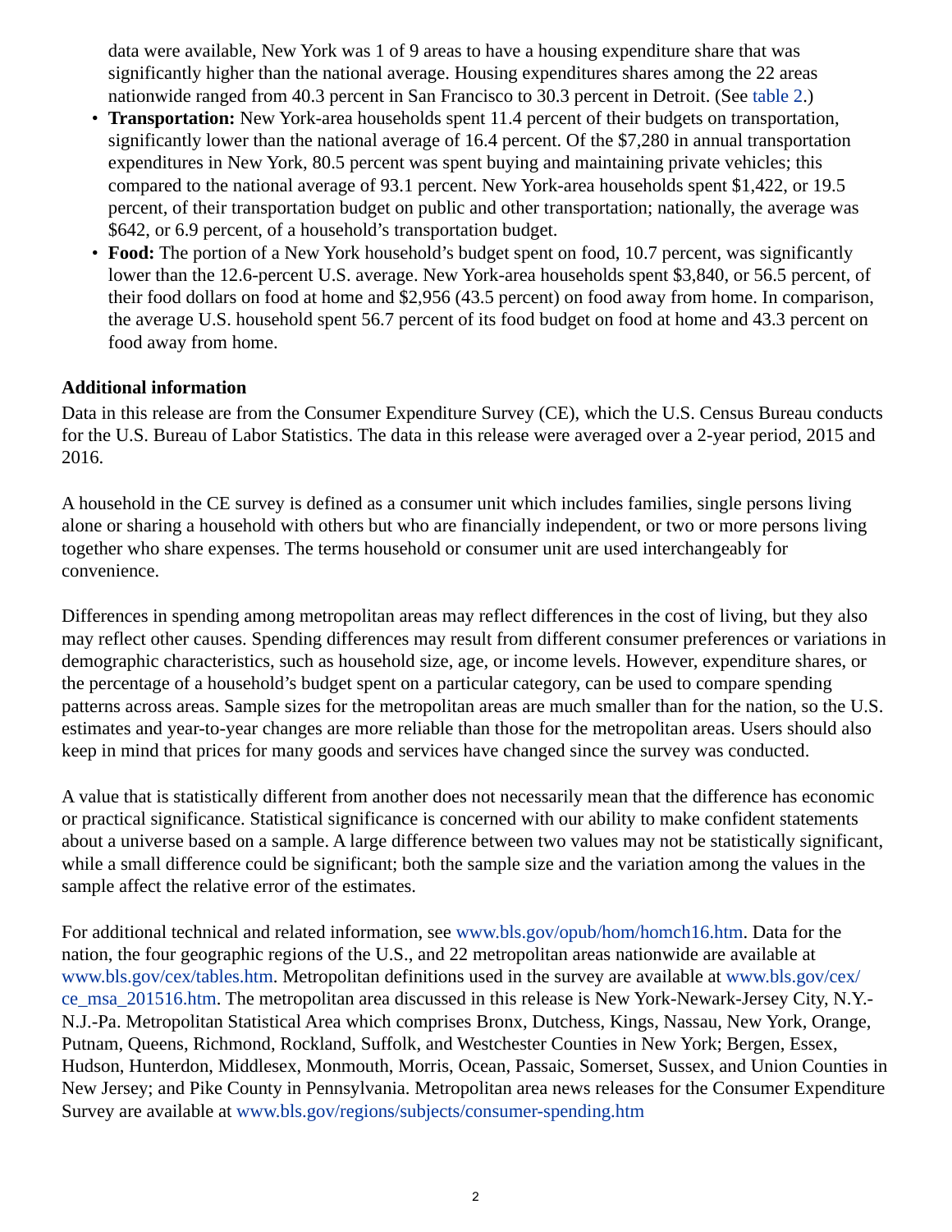data were available, New York was 1 of 9 areas to have a housing expenditure share that was significantly higher than the national average. Housing expenditures shares among the 22 areas nationwide ranged from 40.3 percent in San Francisco to 30.3 percent in Detroit. (See table 2.)

- **Transportation:** New York-area households spent 11.4 percent of their budgets on transportation, significantly lower than the national average of 16.4 percent. Of the $7,280 in annual transportation expenditures in New York, 80.5 percent was spent buying and maintaining private vehicles; this compared to the national average of 93.1 percent. New York-area households spent $1,422, or 19.5 percent, of their transportation budget on public and other transportation; nationally, the average was $642, or 6.9 percent, of a household's transportation budget.
- **Food:** The portion of a New York household's budget spent on food, 10.7 percent, was significantly lower than the 12.6-percent U.S. average. New York-area households spent $3,840, or 56.5 percent, of their food dollars on food at home and $2,956 (43.5 percent) on food away from home. In comparison, the average U.S. household spent 56.7 percent of its food budget on food at home and 43.3 percent on food away from home.

**Additional information**

Data in this release are from the Consumer Expenditure Survey (CE), which the U.S. Census Bureau conducts for the U.S. Bureau of Labor Statistics. The data in this release were averaged over a 2-year period, 2015 and 2016.

A household in the CE survey is defined as a consumer unit which includes families, single persons living alone or sharing a household with others but who are financially independent, or two or more persons living together who share expenses. The terms household or consumer unit are used interchangeably for convenience.

Differences in spending among metropolitan areas may reflect differences in the cost of living, but they also may reflect other causes. Spending differences may result from different consumer preferences or variations in demographic characteristics, such as household size, age, or income levels. However, expenditure shares, or the percentage of a household's budget spent on a particular category, can be used to compare spending patterns across areas. Sample sizes for the metropolitan areas are much smaller than for the nation, so the U.S. estimates and year-to-year changes are more reliable than those for the metropolitan areas. Users should also keep in mind that prices for many goods and services have changed since the survey was conducted.

A value that is statistically different from another does not necessarily mean that the difference has economic or practical significance. Statistical significance is concerned with our ability to make confident statements about a universe based on a sample. A large difference between two values may not be statistically significant, while a small difference could be significant; both the sample size and the variation among the values in the sample affect the relative error of the estimates.

For additional technical and related information, see www.bls.gov/opub/hom/homch16.htm. Data for the nation, the four geographic regions of the U.S., and 22 metropolitan areas nationwide are available at www.bls.gov/cex/tables.htm. Metropolitan definitions used in the survey are available at www.bls.gov/cex/ce_msa_201516.htm. The metropolitan area discussed in this release is New York-Newark-Jersey City, N.Y.-N.J.-Pa. Metropolitan Statistical Area which comprises Bronx, Dutchess, Kings, Nassau, New York, Orange, Putnam, Queens, Richmond, Rockland, Suffolk, and Westchester Counties in New York; Bergen, Essex, Hudson, Hunterdon, Middlesex, Monmouth, Morris, Ocean, Passaic, Somerset, Sussex, and Union Counties in New Jersey; and Pike County in Pennsylvania. Metropolitan area news releases for the Consumer Expenditure Survey are available at www.bls.gov/regions/subjects/consumer-spending.htm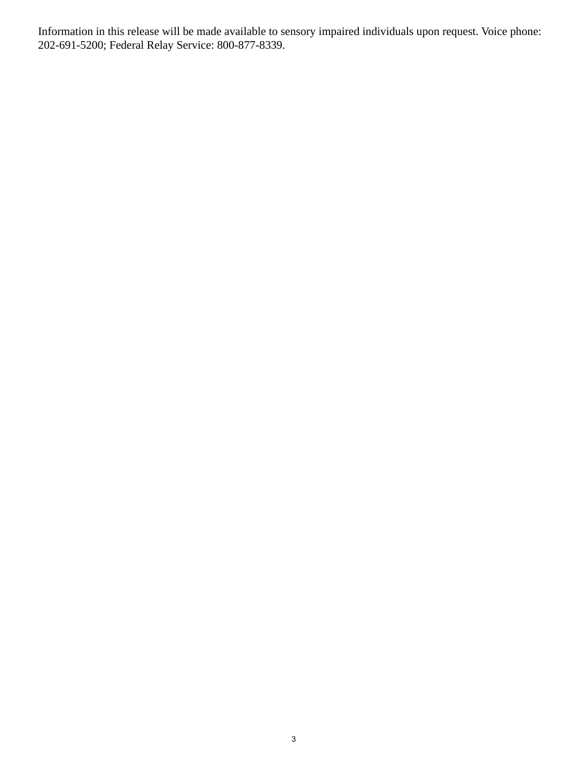Information in this release will be made available to sensory impaired individuals upon request. Voice phone: 202-691-5200; Federal Relay Service: 800-877-8339.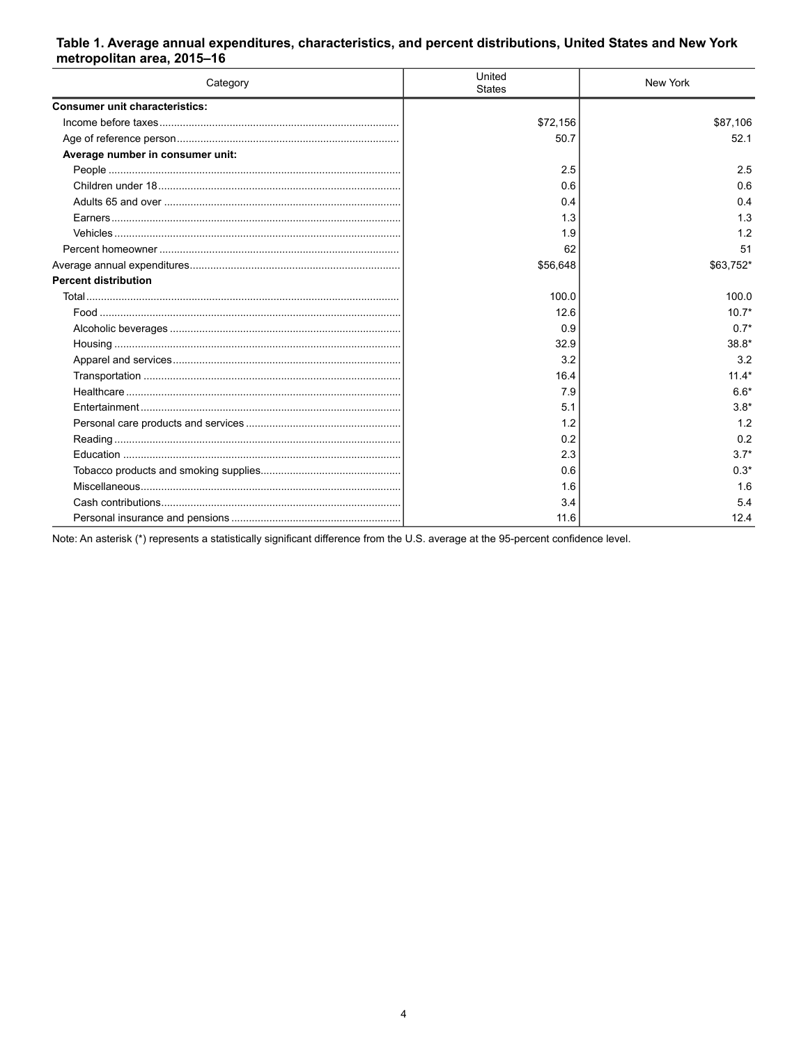**Table 1. Average annual expenditures, characteristics, and percent distributions, United States and New York metropolitan area, 2015–16**

| Category | United States | New York |
|---|---|---|
| **Consumer unit characteristics:** | | |
| Income before taxes | $72,156 | $87,106 |
| Age of reference person | 50.7 | 52.1 |
| **Average number in consumer unit:** | | |
| People | 2.5 | 2.5 |
| Children under 18 | 0.6 | 0.6 |
| Adults 65 and over | 0.4 | 0.4 |
| Earners | 1.3 | 1.3 |
| Vehicles | 1.9 | 1.2 |
| Percent homeowner | 62 | 51 |
| Average annual expenditures | $56,648 | $63,752* |
| **Percent distribution** | | |
| Total | 100.0 | 100.0 |
| Food | 12.6 | 10.7* |
| Alcoholic beverages | 0.9 | 0.7* |
| Housing | 32.9 | 38.8* |
| Apparel and services | 3.2 | 3.2 |
| Transportation | 16.4 | 11.4* |
| Healthcare | 7.9 | 6.6* |
| Entertainment | 5.1 | 3.8* |
| Personal care products and services | 1.2 | 1.2 |
| Reading | 0.2 | 0.2 |
| Education | 2.3 | 3.7* |
| Tobacco products and smoking supplies | 0.6 | 0.3* |
| Miscellaneous | 1.6 | 1.6 |
| Cash contributions | 3.4 | 5.4 |
| Personal insurance and pensions | 11.6 | 12.4 |

Note: An asterisk (*) represents a statistically significant difference from the U.S. average at the 95-percent confidence level.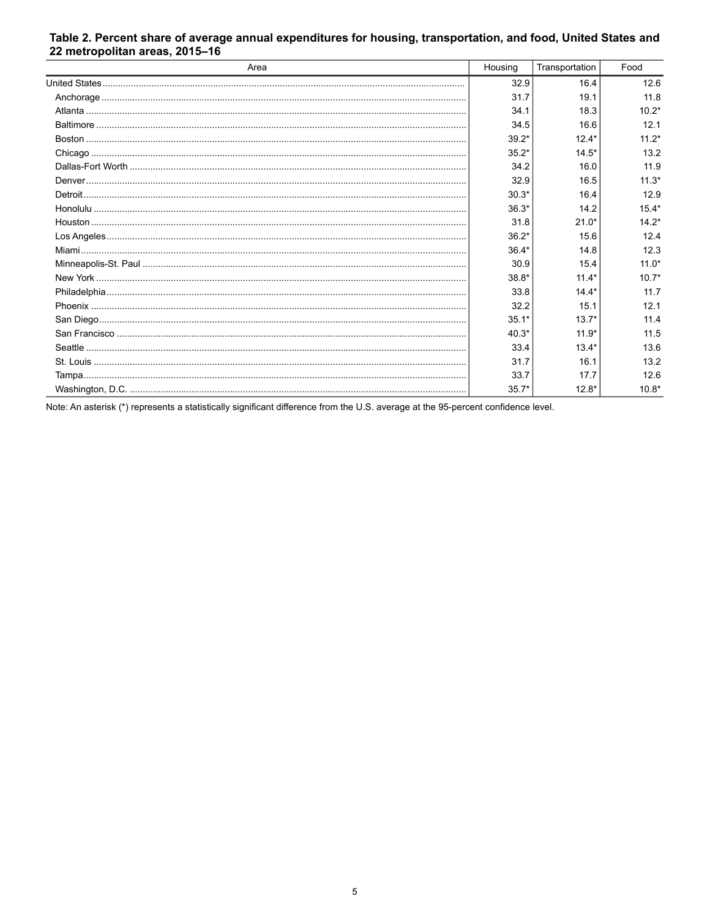**Table 2. Percent share of average annual expenditures for housing, transportation, and food, United States and 22 metropolitan areas, 2015–16**

| Area | Housing | Transportation | Food |
|---|---|---|---|
| United States | 32.9 | 16.4 | 12.6 |
| Anchorage | 31.7 | 19.1 | 11.8 |
| Atlanta | 34.1 | 18.3 | 10.2* |
| Baltimore | 34.5 | 16.6 | 12.1 |
| Boston | 39.2* | 12.4* | 11.2* |
| Chicago | 35.2* | 14.5* | 13.2 |
| Dallas-Fort Worth | 34.2 | 16.0 | 11.9 |
| Denver | 32.9 | 16.5 | 11.3* |
| Detroit | 30.3* | 16.4 | 12.9 |
| Honolulu | 36.3* | 14.2 | 15.4* |
| Houston | 31.8 | 21.0* | 14.2* |
| Los Angeles | 36.2* | 15.6 | 12.4 |
| Miami | 36.4* | 14.8 | 12.3 |
| Minneapolis-St. Paul | 30.9 | 15.4 | 11.0* |
| New York | 38.8* | 11.4* | 10.7* |
| Philadelphia | 33.8 | 14.4* | 11.7 |
| Phoenix | 32.2 | 15.1 | 12.1 |
| San Diego | 35.1* | 13.7* | 11.4 |
| San Francisco | 40.3* | 11.9* | 11.5 |
| Seattle | 33.4 | 13.4* | 13.6 |
| St. Louis | 31.7 | 16.1 | 13.2 |
| Tampa | 33.7 | 17.7 | 12.6 |
| Washington, D.C. | 35.7* | 12.8* | 10.8* |

Note: An asterisk (*) represents a statistically significant difference from the U.S. average at the 95-percent confidence level.